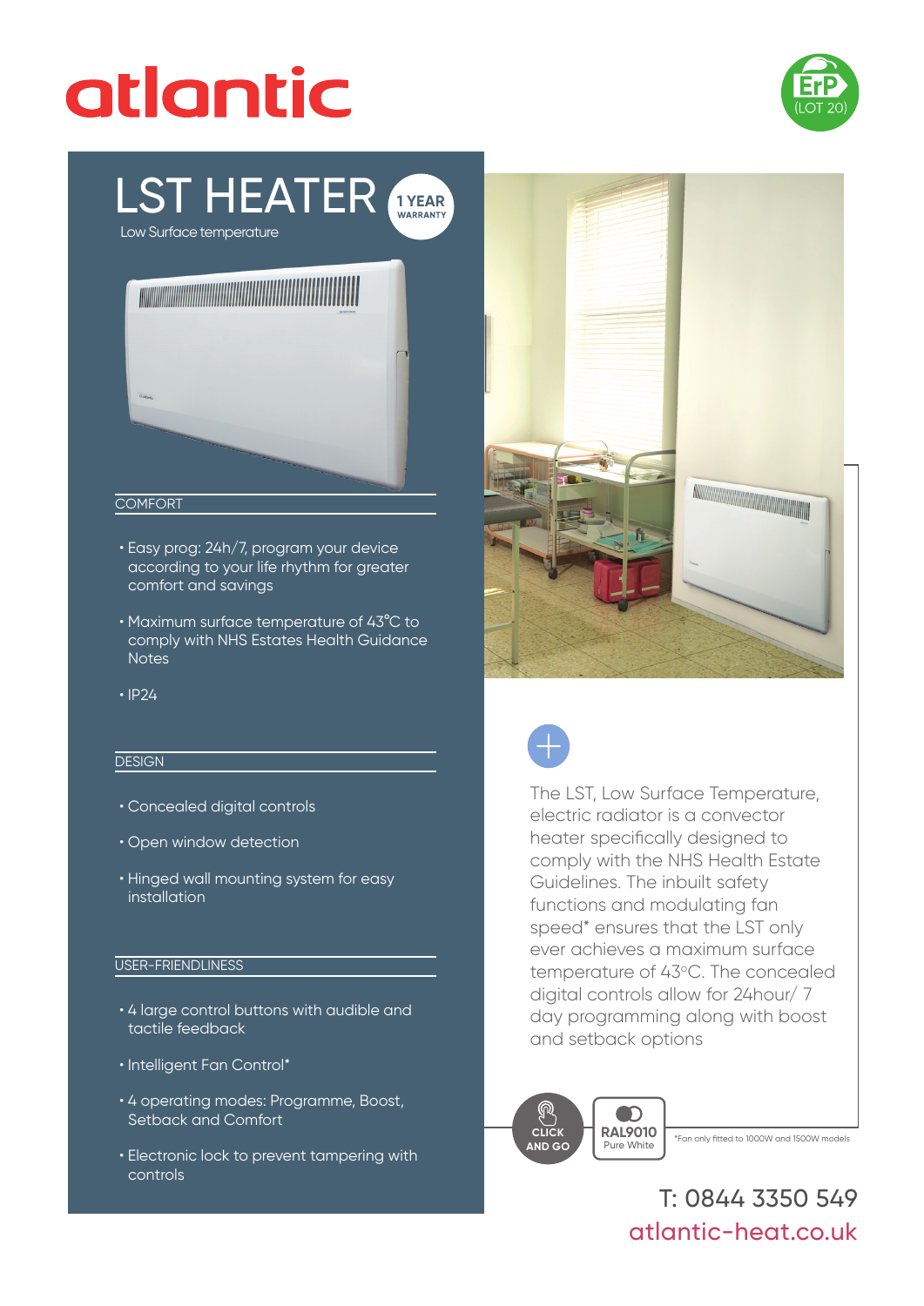atlantic

ErP (LOT 20)

# LST HEATER

1 YEAR WARRANTY

Low Surface temperature

## COMFORT

- Easy prog: 24h/7, program your device according to your life rhythm for greater comfort and savings
- Maximum surface temperature of 43°C to comply with NHS Estates Health Guidance Notes
- IP24

## DESIGN

- Concealed digital controls
- Open window detection
- Hinged wall mounting system for easy installation

## USER-FRIENDLINESS

- 4 large control buttons with audible and tactile feedback
- Intelligent Fan Control*
- 4 operating modes: Programme, Boost, Setback and Comfort
- Electronic lock to prevent tampering with controls

The LST, Low Surface Temperature, electric radiator is a convector heater specifically designed to comply with the NHS Health Estate Guidelines. The inbuilt safety functions and modulating fan speed* ensures that the LST only ever achieves a maximum surface temperature of 43°C. The concealed digital controls allow for 24hour/ 7 day programming along with boost and setback options

CLICK AND GO

RAL9010 Pure White

*Fan only fitted to 1000W and 1500W models

T: 0844 3350 549

atlantic-heat.co.uk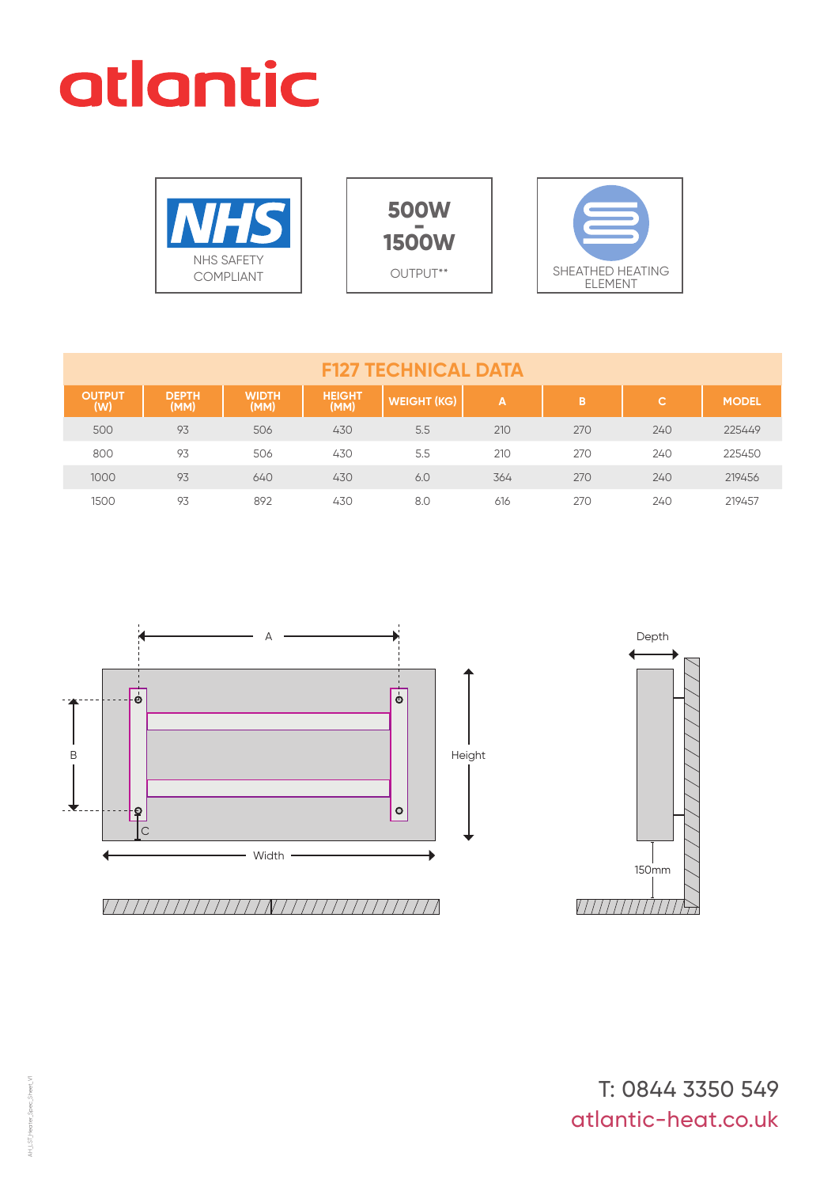atlantic

NHS SAFETY COMPLIANT

500W - 1500W

OUTPUT**

SHEATHED HEATING ELEMENT

## F127 TECHNICAL DATA

| OUTPUT (W) | DEPTH (MM) | WIDTH (MM) | HEIGHT (MM) | WEIGHT (KG) | A | B | C | MODEL |
|---|---|---|---|---|---|---|---|---|
| 500 | 93 | 506 | 430 | 5.5 | 210 | 270 | 240 | 225449 |
| 800 | 93 | 506 | 430 | 5.5 | 210 | 270 | 240 | 225450 |
| 1000 | 93 | 640 | 430 | 6.0 | 364 | 270 | 240 | 219456 |
| 1500 | 93 | 892 | 430 | 8.0 | 616 | 270 | 240 | 219457 |

A

B

C

Height

Width

Depth

150mm

T: 0844 3350 549

atlantic-heat.co.uk